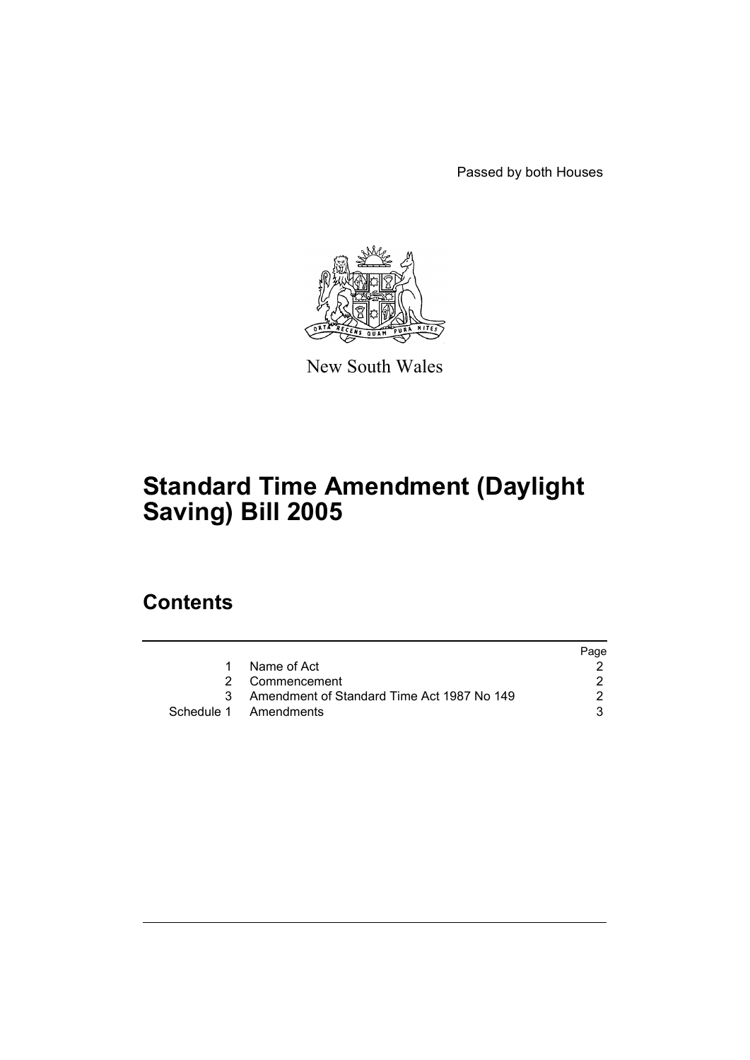Passed by both Houses

New South Wales

# Standard Time Amendment (Daylight Saving) Bill 2005

## Contents

| | | Page |
|---|---|---|
| 1 | Name of Act | 2 |
| 2 | Commencement | 2 |
| 3 | Amendment of Standard Time Act 1987 No 149 | 2 |
| Schedule 1 | Amendments | 3 |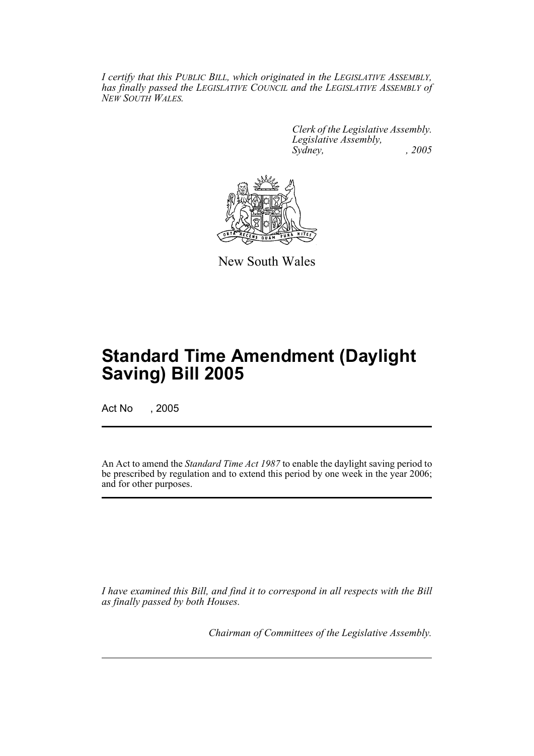*I certify that this PUBLIC BILL, which originated in the LEGISLATIVE ASSEMBLY, has finally passed the LEGISLATIVE COUNCIL and the LEGISLATIVE ASSEMBLY of NEW SOUTH WALES.*

*Clerk of the Legislative Assembly.*
*Legislative Assembly,*
*Sydney, , 2005*

New South Wales

# Standard Time Amendment (Daylight Saving) Bill 2005

Act No , 2005

An Act to amend the *Standard Time Act 1987* to enable the daylight saving period to be prescribed by regulation and to extend this period by one week in the year 2006; and for other purposes.

*I have examined this Bill, and find it to correspond in all respects with the Bill as finally passed by both Houses.*

*Chairman of Committees of the Legislative Assembly.*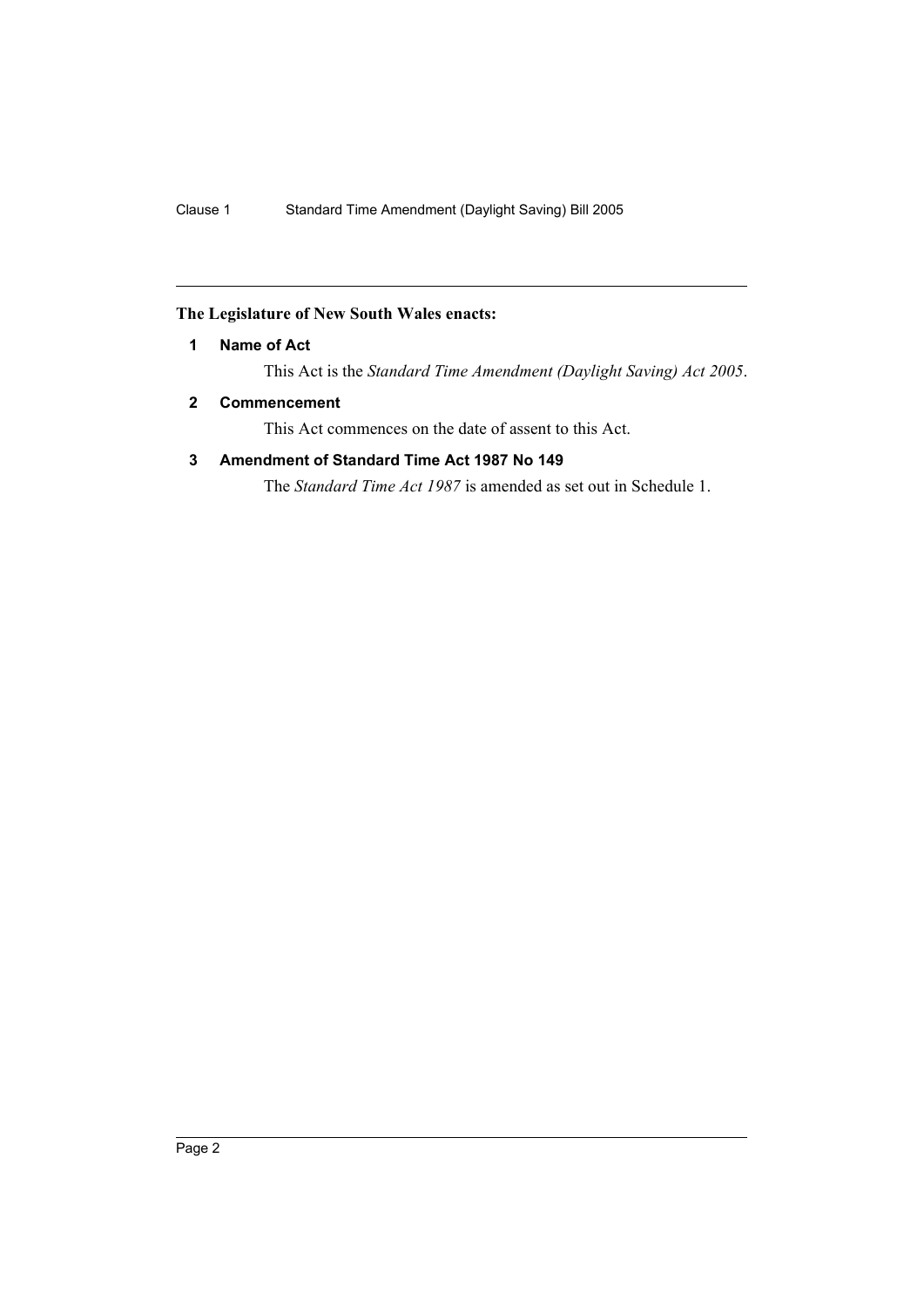**The Legislature of New South Wales enacts:**

## 1 Name of Act

This Act is the *Standard Time Amendment (Daylight Saving) Act 2005*.

## 2 Commencement

This Act commences on the date of assent to this Act.

## 3 Amendment of Standard Time Act 1987 No 149

The *Standard Time Act 1987* is amended as set out in Schedule 1.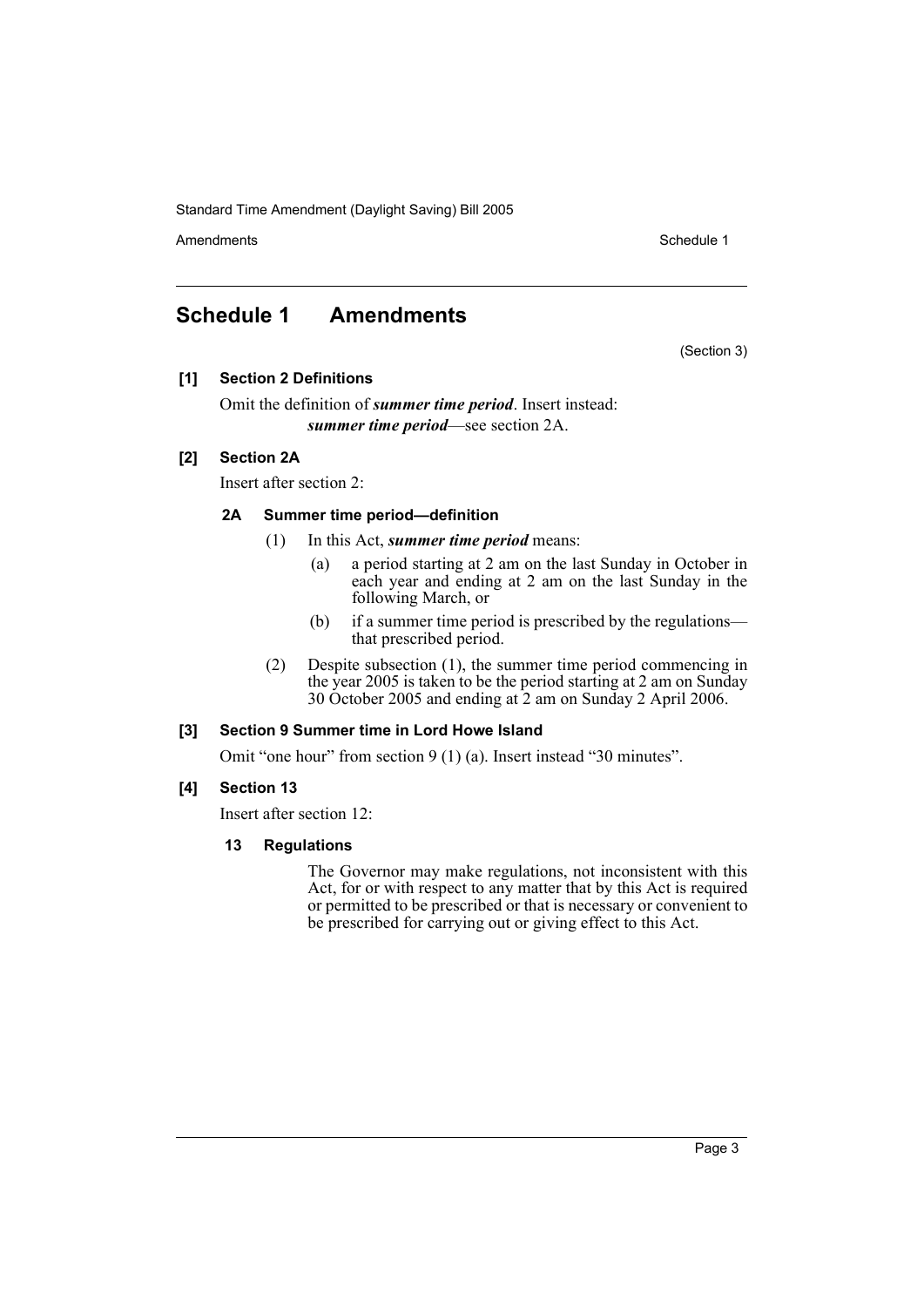# Schedule 1 Amendments

(Section 3)

### [1] Section 2 Definitions

Omit the definition of ***summer time period***. Insert instead:

***summer time period***—see section 2A.

### [2] Section 2A

Insert after section 2:

#### 2A Summer time period—definition

(1) In this Act, ***summer time period*** means:

(a) a period starting at 2 am on the last Sunday in October in each year and ending at 2 am on the last Sunday in the following March, or

(b) if a summer time period is prescribed by the regulations—that prescribed period.

(2) Despite subsection (1), the summer time period commencing in the year 2005 is taken to be the period starting at 2 am on Sunday 30 October 2005 and ending at 2 am on Sunday 2 April 2006.

### [3] Section 9 Summer time in Lord Howe Island

Omit "one hour" from section 9 (1) (a). Insert instead "30 minutes".

### [4] Section 13

Insert after section 12:

#### 13 Regulations

The Governor may make regulations, not inconsistent with this Act, for or with respect to any matter that by this Act is required or permitted to be prescribed or that is necessary or convenient to be prescribed for carrying out or giving effect to this Act.